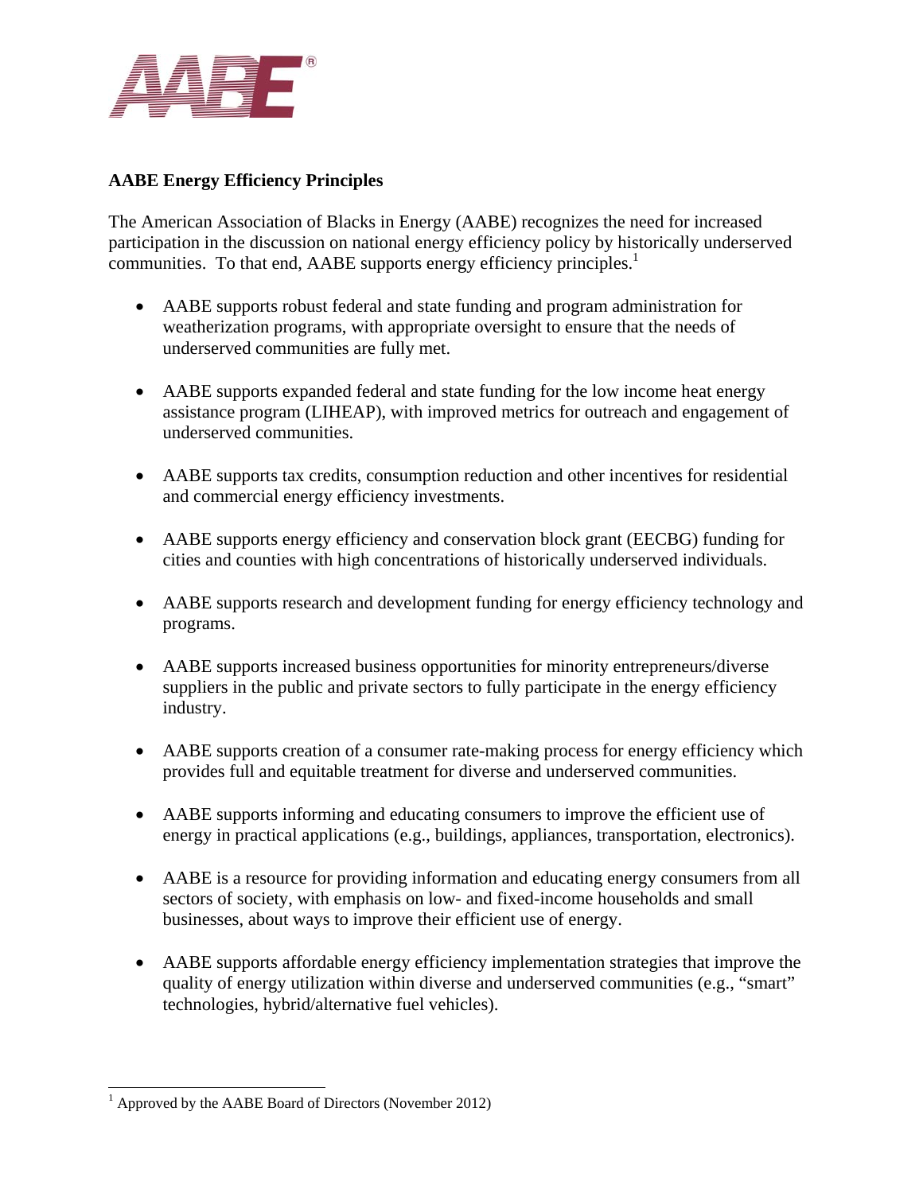# AABE Energy Efficiency Principles

The American Association of Blacks in Energy (AABE) recognizes the need for increased participation in the discussion on national energy efficiency policy by historically underserved communities. To that end, AABE supports energy efficiency principles.[1]

- AABE supports robust federal and state funding and program administration for weatherization programs, with appropriate oversight to ensure that the needs of underserved communities are fully met.
- AABE supports expanded federal and state funding for the low income heat energy assistance program (LIHEAP), with improved metrics for outreach and engagement of underserved communities.
- AABE supports tax credits, consumption reduction and other incentives for residential and commercial energy efficiency investments.
- AABE supports energy efficiency and conservation block grant (EECBG) funding for cities and counties with high concentrations of historically underserved individuals.
- AABE supports research and development funding for energy efficiency technology and programs.
- AABE supports increased business opportunities for minority entrepreneurs/diverse suppliers in the public and private sectors to fully participate in the energy efficiency industry.
- AABE supports creation of a consumer rate-making process for energy efficiency which provides full and equitable treatment for diverse and underserved communities.
- AABE supports informing and educating consumers to improve the efficient use of energy in practical applications (e.g., buildings, appliances, transportation, electronics).
- AABE is a resource for providing information and educating energy consumers from all sectors of society, with emphasis on low- and fixed-income households and small businesses, about ways to improve their efficient use of energy.
- AABE supports affordable energy efficiency implementation strategies that improve the quality of energy utilization within diverse and underserved communities (e.g., "smart" technologies, hybrid/alternative fuel vehicles).

---

[1] Approved by the AABE Board of Directors (November 2012)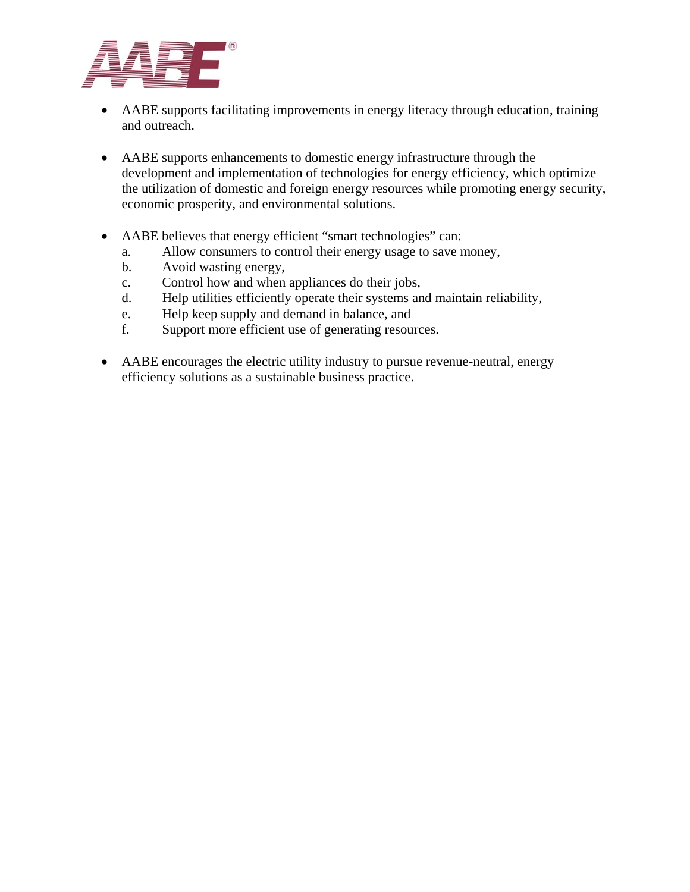- AABE supports facilitating improvements in energy literacy through education, training and outreach.

- AABE supports enhancements to domestic energy infrastructure through the development and implementation of technologies for energy efficiency, which optimize the utilization of domestic and foreign energy resources while promoting energy security, economic prosperity, and environmental solutions.

- AABE believes that energy efficient "smart technologies" can:
  a. Allow consumers to control their energy usage to save money,
  b. Avoid wasting energy,
  c. Control how and when appliances do their jobs,
  d. Help utilities efficiently operate their systems and maintain reliability,
  e. Help keep supply and demand in balance, and
  f. Support more efficient use of generating resources.

- AABE encourages the electric utility industry to pursue revenue-neutral, energy efficiency solutions as a sustainable business practice.